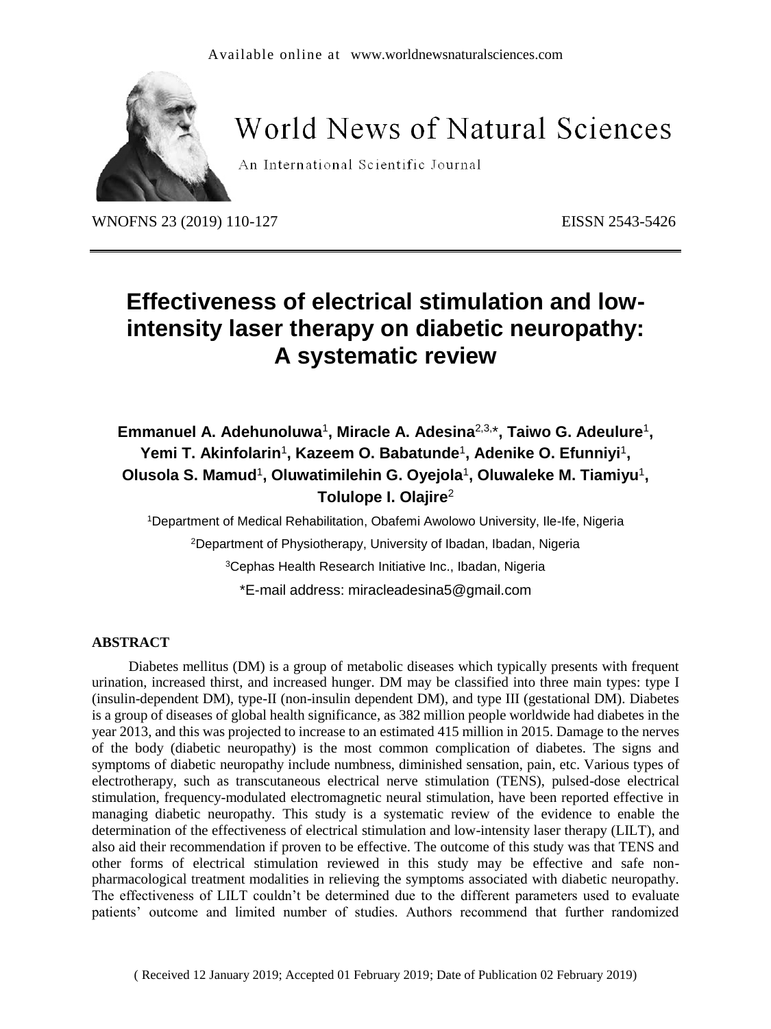Available online at www.worldnewsnaturalsciences.com

# World News of Natural Sciences

An International Scientific Journal

WNOFNS 23 (2019) 110-127 EISSN 2543-5426

# Effectiveness of electrical stimulation and low-intensity laser therapy on diabetic neuropathy: A systematic review

**Emmanuel A. Adehunoluwa**[1]**, Miracle A. Adesina**[2,3,*]**, Taiwo G. Adeulure**[1]**, Yemi T. Akinfolarin**[1]**, Kazeem O. Babatunde**[1]**, Adenike O. Efunniyi**[1]**, Olusola S. Mamud**[1]**, Oluwatimilehin G. Oyejola**[1]**, Oluwaleke M. Tiamiyu**[1]**, Tolulope I. Olajire**[2]

[1]Department of Medical Rehabilitation, Obafemi Awolowo University, Ile-Ife, Nigeria

[2]Department of Physiotherapy, University of Ibadan, Ibadan, Nigeria

[3]Cephas Health Research Initiative Inc., Ibadan, Nigeria

*E-mail address: miracleadesina5@gmail.com

## ABSTRACT

Diabetes mellitus (DM) is a group of metabolic diseases which typically presents with frequent urination, increased thirst, and increased hunger. DM may be classified into three main types: type I (insulin-dependent DM), type-II (non-insulin dependent DM), and type III (gestational DM). Diabetes is a group of diseases of global health significance, as 382 million people worldwide had diabetes in the year 2013, and this was projected to increase to an estimated 415 million in 2015. Damage to the nerves of the body (diabetic neuropathy) is the most common complication of diabetes. The signs and symptoms of diabetic neuropathy include numbness, diminished sensation, pain, etc. Various types of electrotherapy, such as transcutaneous electrical nerve stimulation (TENS), pulsed-dose electrical stimulation, frequency-modulated electromagnetic neural stimulation, have been reported effective in managing diabetic neuropathy. This study is a systematic review of the evidence to enable the determination of the effectiveness of electrical stimulation and low-intensity laser therapy (LILT), and also aid their recommendation if proven to be effective. The outcome of this study was that TENS and other forms of electrical stimulation reviewed in this study may be effective and safe non-pharmacological treatment modalities in relieving the symptoms associated with diabetic neuropathy. The effectiveness of LILT couldn't be determined due to the different parameters used to evaluate patients' outcome and limited number of studies. Authors recommend that further randomized

( Received 12 January 2019; Accepted 01 February 2019; Date of Publication 02 February 2019)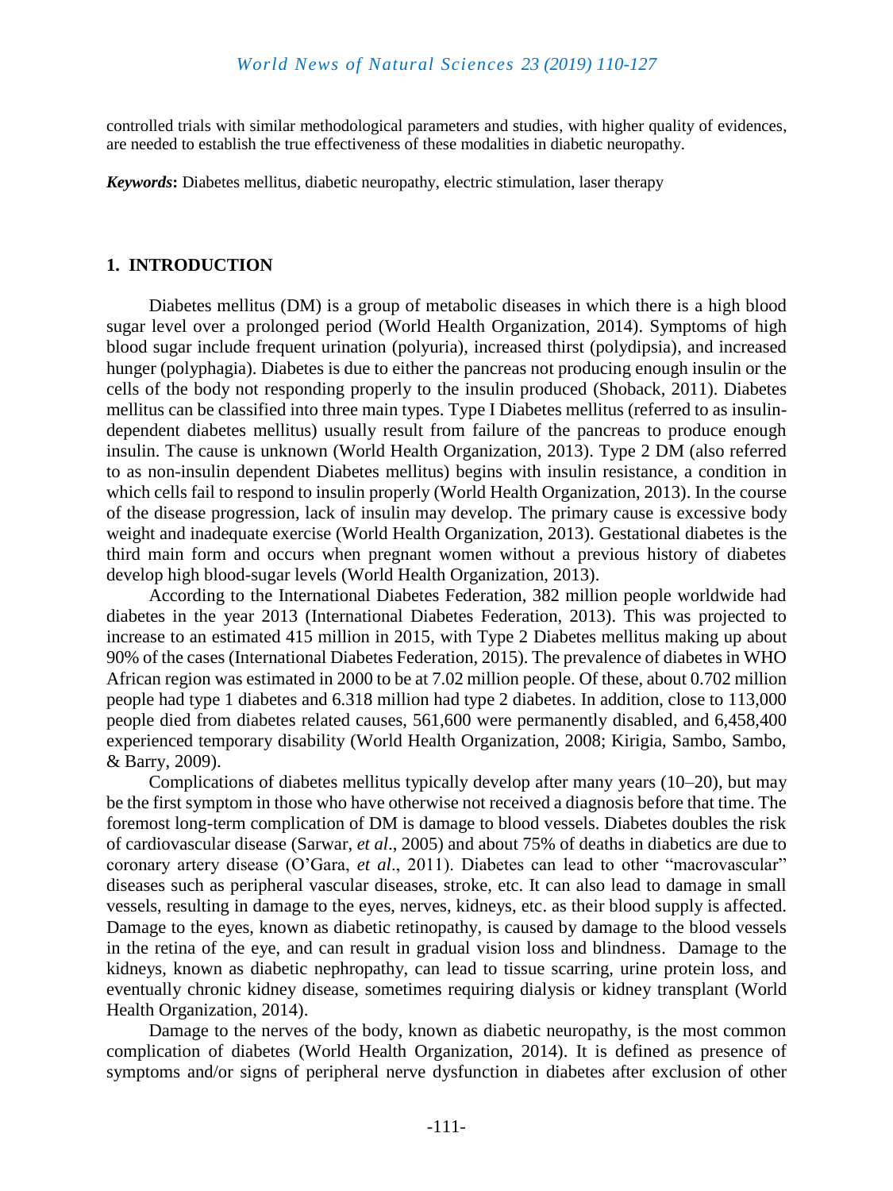controlled trials with similar methodological parameters and studies, with higher quality of evidences, are needed to establish the true effectiveness of these modalities in diabetic neuropathy.

***Keywords*:** Diabetes mellitus, diabetic neuropathy, electric stimulation, laser therapy

## 1. INTRODUCTION

Diabetes mellitus (DM) is a group of metabolic diseases in which there is a high blood sugar level over a prolonged period (World Health Organization, 2014). Symptoms of high blood sugar include frequent urination (polyuria), increased thirst (polydipsia), and increased hunger (polyphagia). Diabetes is due to either the pancreas not producing enough insulin or the cells of the body not responding properly to the insulin produced (Shoback, 2011). Diabetes mellitus can be classified into three main types. Type I Diabetes mellitus (referred to as insulin-dependent diabetes mellitus) usually result from failure of the pancreas to produce enough insulin. The cause is unknown (World Health Organization, 2013). Type 2 DM (also referred to as non-insulin dependent Diabetes mellitus) begins with insulin resistance, a condition in which cells fail to respond to insulin properly (World Health Organization, 2013). In the course of the disease progression, lack of insulin may develop. The primary cause is excessive body weight and inadequate exercise (World Health Organization, 2013). Gestational diabetes is the third main form and occurs when pregnant women without a previous history of diabetes develop high blood-sugar levels (World Health Organization, 2013).

According to the International Diabetes Federation, 382 million people worldwide had diabetes in the year 2013 (International Diabetes Federation, 2013). This was projected to increase to an estimated 415 million in 2015, with Type 2 Diabetes mellitus making up about 90% of the cases (International Diabetes Federation, 2015). The prevalence of diabetes in WHO African region was estimated in 2000 to be at 7.02 million people. Of these, about 0.702 million people had type 1 diabetes and 6.318 million had type 2 diabetes. In addition, close to 113,000 people died from diabetes related causes, 561,600 were permanently disabled, and 6,458,400 experienced temporary disability (World Health Organization, 2008; Kirigia, Sambo, Sambo, & Barry, 2009).

Complications of diabetes mellitus typically develop after many years (10–20), but may be the first symptom in those who have otherwise not received a diagnosis before that time. The foremost long-term complication of DM is damage to blood vessels. Diabetes doubles the risk of cardiovascular disease (Sarwar, *et al*., 2005) and about 75% of deaths in diabetics are due to coronary artery disease (O'Gara, *et al*., 2011). Diabetes can lead to other "macrovascular" diseases such as peripheral vascular diseases, stroke, etc. It can also lead to damage in small vessels, resulting in damage to the eyes, nerves, kidneys, etc. as their blood supply is affected. Damage to the eyes, known as diabetic retinopathy, is caused by damage to the blood vessels in the retina of the eye, and can result in gradual vision loss and blindness. Damage to the kidneys, known as diabetic nephropathy, can lead to tissue scarring, urine protein loss, and eventually chronic kidney disease, sometimes requiring dialysis or kidney transplant (World Health Organization, 2014).

Damage to the nerves of the body, known as diabetic neuropathy, is the most common complication of diabetes (World Health Organization, 2014). It is defined as presence of symptoms and/or signs of peripheral nerve dysfunction in diabetes after exclusion of other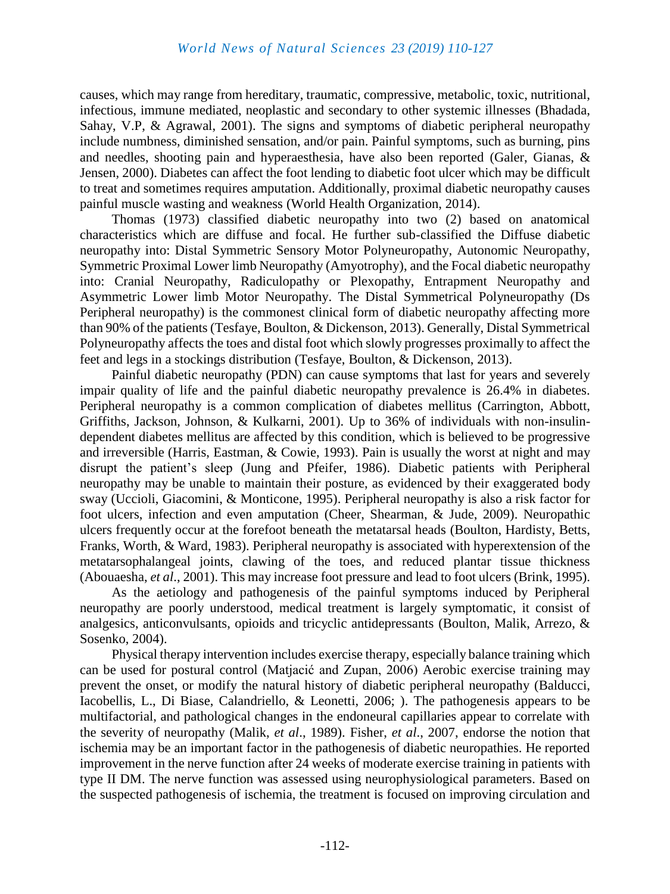causes, which may range from hereditary, traumatic, compressive, metabolic, toxic, nutritional, infectious, immune mediated, neoplastic and secondary to other systemic illnesses (Bhadada, Sahay, V.P, & Agrawal, 2001). The signs and symptoms of diabetic peripheral neuropathy include numbness, diminished sensation, and/or pain. Painful symptoms, such as burning, pins and needles, shooting pain and hyperaesthesia, have also been reported (Galer, Gianas, & Jensen, 2000). Diabetes can affect the foot lending to diabetic foot ulcer which may be difficult to treat and sometimes requires amputation. Additionally, proximal diabetic neuropathy causes painful muscle wasting and weakness (World Health Organization, 2014).

Thomas (1973) classified diabetic neuropathy into two (2) based on anatomical characteristics which are diffuse and focal. He further sub-classified the Diffuse diabetic neuropathy into: Distal Symmetric Sensory Motor Polyneuropathy, Autonomic Neuropathy, Symmetric Proximal Lower limb Neuropathy (Amyotrophy), and the Focal diabetic neuropathy into: Cranial Neuropathy, Radiculopathy or Plexopathy, Entrapment Neuropathy and Asymmetric Lower limb Motor Neuropathy. The Distal Symmetrical Polyneuropathy (Ds Peripheral neuropathy) is the commonest clinical form of diabetic neuropathy affecting more than 90% of the patients (Tesfaye, Boulton, & Dickenson, 2013). Generally, Distal Symmetrical Polyneuropathy affects the toes and distal foot which slowly progresses proximally to affect the feet and legs in a stockings distribution (Tesfaye, Boulton, & Dickenson, 2013).

Painful diabetic neuropathy (PDN) can cause symptoms that last for years and severely impair quality of life and the painful diabetic neuropathy prevalence is 26.4% in diabetes. Peripheral neuropathy is a common complication of diabetes mellitus (Carrington, Abbott, Griffiths, Jackson, Johnson, & Kulkarni, 2001). Up to 36% of individuals with non-insulin-dependent diabetes mellitus are affected by this condition, which is believed to be progressive and irreversible (Harris, Eastman, & Cowie, 1993). Pain is usually the worst at night and may disrupt the patient's sleep (Jung and Pfeifer, 1986). Diabetic patients with Peripheral neuropathy may be unable to maintain their posture, as evidenced by their exaggerated body sway (Uccioli, Giacomini, & Monticone, 1995). Peripheral neuropathy is also a risk factor for foot ulcers, infection and even amputation (Cheer, Shearman, & Jude, 2009). Neuropathic ulcers frequently occur at the forefoot beneath the metatarsal heads (Boulton, Hardisty, Betts, Franks, Worth, & Ward, 1983). Peripheral neuropathy is associated with hyperextension of the metatarsophalangeal joints, clawing of the toes, and reduced plantar tissue thickness (Abouaesha, *et al*., 2001). This may increase foot pressure and lead to foot ulcers (Brink, 1995).

As the aetiology and pathogenesis of the painful symptoms induced by Peripheral neuropathy are poorly understood, medical treatment is largely symptomatic, it consist of analgesics, anticonvulsants, opioids and tricyclic antidepressants (Boulton, Malik, Arrezo, & Sosenko, 2004).

Physical therapy intervention includes exercise therapy, especially balance training which can be used for postural control (Matjacić and Zupan, 2006) Aerobic exercise training may prevent the onset, or modify the natural history of diabetic peripheral neuropathy (Balducci, Iacobellis, L., Di Biase, Calandriello, & Leonetti, 2006; ). The pathogenesis appears to be multifactorial, and pathological changes in the endoneural capillaries appear to correlate with the severity of neuropathy (Malik, *et al*., 1989). Fisher, *et al*., 2007, endorse the notion that ischemia may be an important factor in the pathogenesis of diabetic neuropathies. He reported improvement in the nerve function after 24 weeks of moderate exercise training in patients with type II DM. The nerve function was assessed using neurophysiological parameters. Based on the suspected pathogenesis of ischemia, the treatment is focused on improving circulation and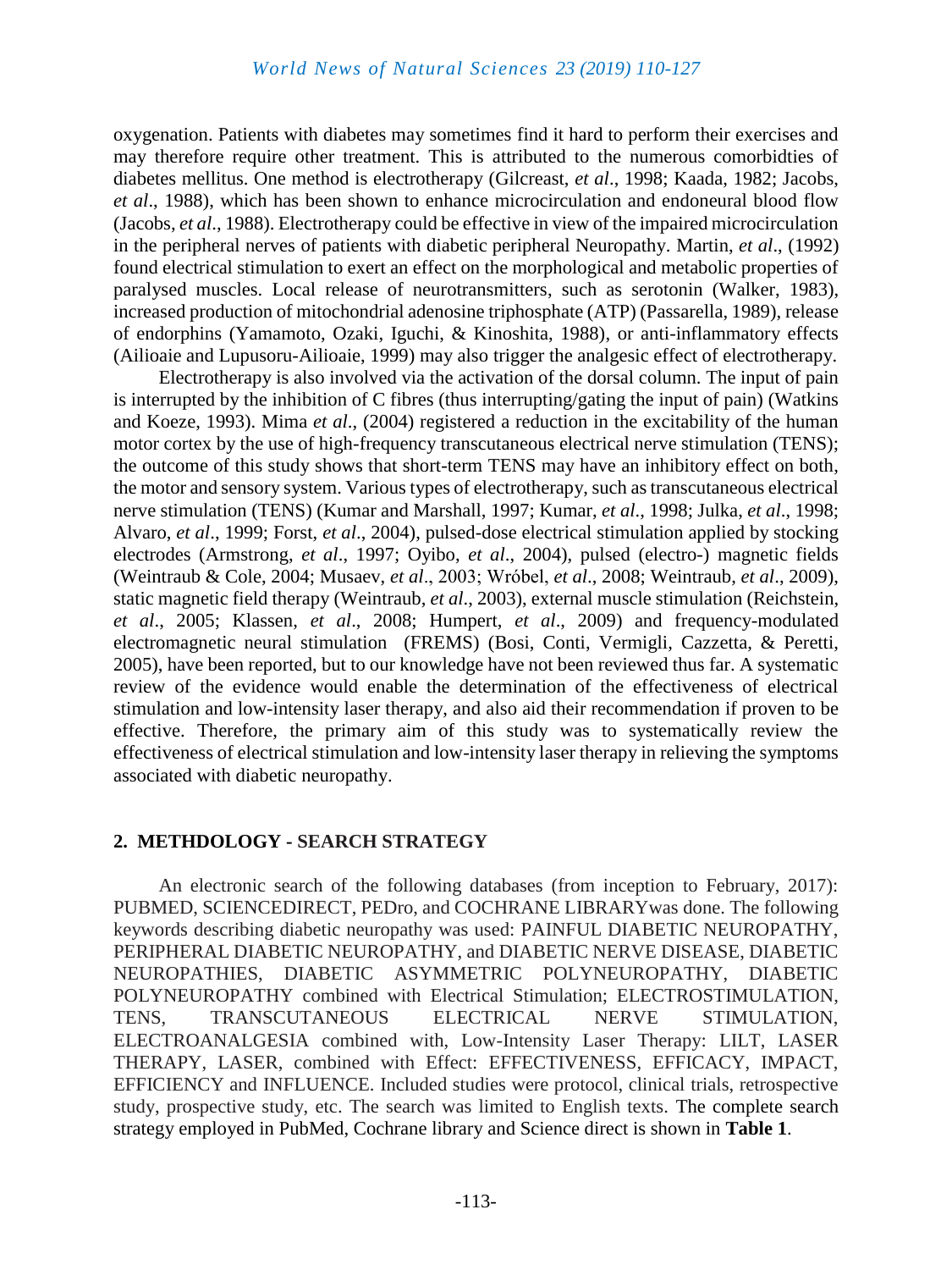oxygenation. Patients with diabetes may sometimes find it hard to perform their exercises and may therefore require other treatment. This is attributed to the numerous comorbidties of diabetes mellitus. One method is electrotherapy (Gilcreast, *et al*., 1998; Kaada, 1982; Jacobs, *et al*., 1988), which has been shown to enhance microcirculation and endoneural blood flow (Jacobs, *et al*., 1988). Electrotherapy could be effective in view of the impaired microcirculation in the peripheral nerves of patients with diabetic peripheral Neuropathy. Martin, *et al*., (1992) found electrical stimulation to exert an effect on the morphological and metabolic properties of paralysed muscles. Local release of neurotransmitters, such as serotonin (Walker, 1983), increased production of mitochondrial adenosine triphosphate (ATP) (Passarella, 1989), release of endorphins (Yamamoto, Ozaki, Iguchi, & Kinoshita, 1988), or anti-inflammatory effects (Ailioaie and Lupusoru-Ailioaie, 1999) may also trigger the analgesic effect of electrotherapy.

Electrotherapy is also involved via the activation of the dorsal column. The input of pain is interrupted by the inhibition of C fibres (thus interrupting/gating the input of pain) (Watkins and Koeze, 1993). Mima *et al*., (2004) registered a reduction in the excitability of the human motor cortex by the use of high-frequency transcutaneous electrical nerve stimulation (TENS); the outcome of this study shows that short-term TENS may have an inhibitory effect on both, the motor and sensory system. Various types of electrotherapy, such as transcutaneous electrical nerve stimulation (TENS) (Kumar and Marshall, 1997; Kumar, *et al*., 1998; Julka, *et al*., 1998; Alvaro, *et al*., 1999; Forst, *et al*., 2004), pulsed-dose electrical stimulation applied by stocking electrodes (Armstrong, *et al*., 1997; Oyibo, *et al*., 2004), pulsed (electro-) magnetic fields (Weintraub & Cole, 2004; Musaev, *et al*., 2003; Wróbel, *et al*., 2008; Weintraub, *et al*., 2009), static magnetic field therapy (Weintraub, *et al.,* 2003), external muscle stimulation (Reichstein, *et al*., 2005; Klassen, *et al*., 2008; Humpert, *et al*., 2009) and frequency-modulated electromagnetic neural stimulation (FREMS) (Bosi, Conti, Vermigli, Cazzetta, & Peretti, 2005), have been reported, but to our knowledge have not been reviewed thus far. A systematic review of the evidence would enable the determination of the effectiveness of electrical stimulation and low-intensity laser therapy, and also aid their recommendation if proven to be effective. Therefore, the primary aim of this study was to systematically review the effectiveness of electrical stimulation and low-intensity laser therapy in relieving the symptoms associated with diabetic neuropathy.

## 2. METHDOLOGY - SEARCH STRATEGY

An electronic search of the following databases (from inception to February, 2017): PUBMED, SCIENCEDIRECT, PEDro, and COCHRANE LIBRARYwas done. The following keywords describing diabetic neuropathy was used: PAINFUL DIABETIC NEUROPATHY, PERIPHERAL DIABETIC NEUROPATHY, and DIABETIC NERVE DISEASE, DIABETIC NEUROPATHIES, DIABETIC ASYMMETRIC POLYNEUROPATHY, DIABETIC POLYNEUROPATHY combined with Electrical Stimulation; ELECTROSTIMULATION, TENS, TRANSCUTANEOUS ELECTRICAL NERVE STIMULATION, ELECTROANALGESIA combined with, Low-Intensity Laser Therapy: LILT, LASER THERAPY, LASER, combined with Effect: EFFECTIVENESS, EFFICACY, IMPACT, EFFICIENCY and INFLUENCE. Included studies were protocol, clinical trials, retrospective study, prospective study, etc. The search was limited to English texts. The complete search strategy employed in PubMed, Cochrane library and Science direct is shown in **Table 1**.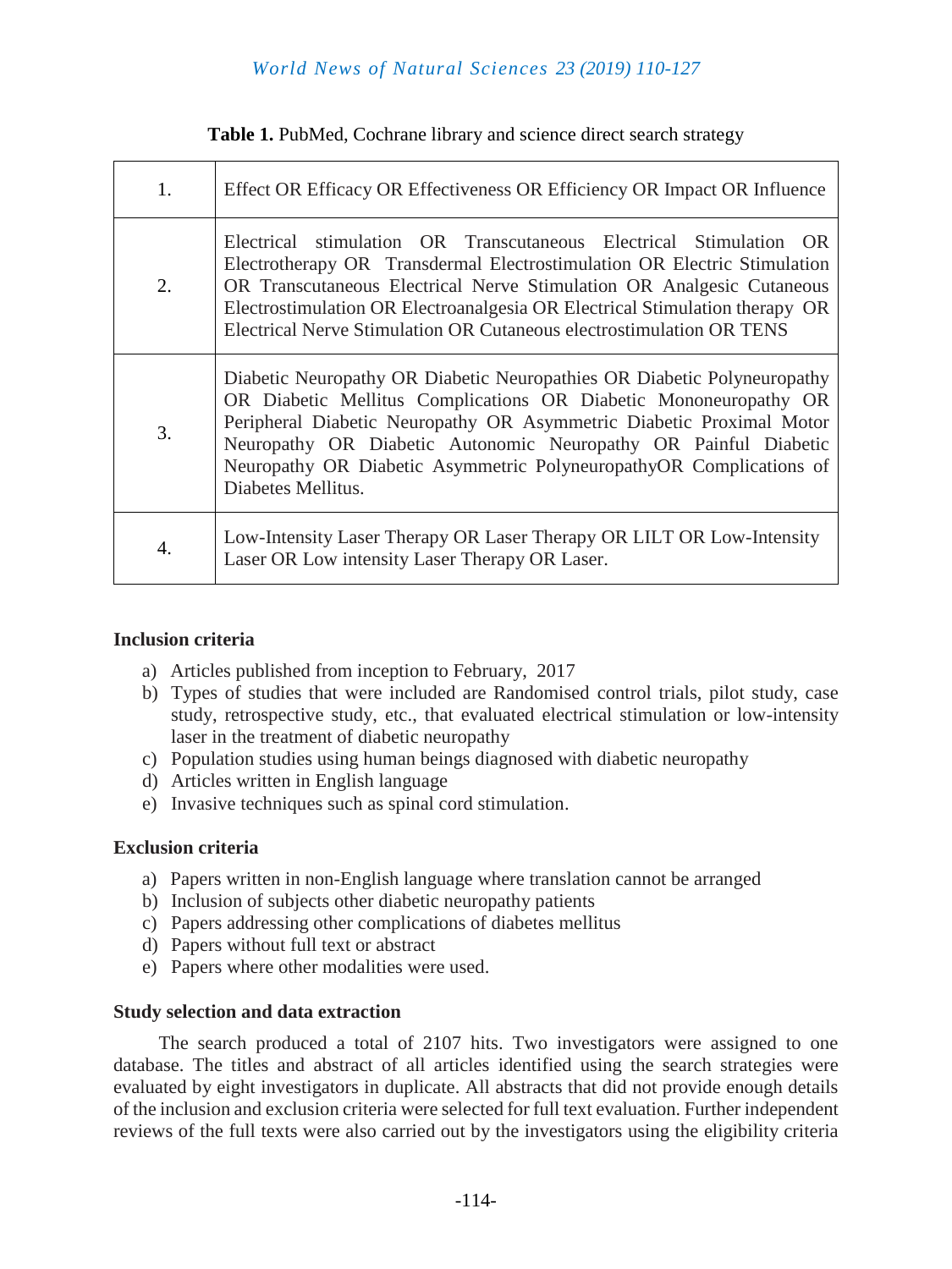**Table 1.** PubMed, Cochrane library and science direct search strategy

| | |
|---|---|
| 1. | Effect OR Efficacy OR Effectiveness OR Efficiency OR Impact OR Influence |
| 2. | Electrical stimulation OR Transcutaneous Electrical Stimulation OR Electrotherapy OR Transdermal Electrostimulation OR Electric Stimulation OR Transcutaneous Electrical Nerve Stimulation OR Analgesic Cutaneous Electrostimulation OR Electroanalgesia OR Electrical Stimulation therapy OR Electrical Nerve Stimulation OR Cutaneous electrostimulation OR TENS |
| 3. | Diabetic Neuropathy OR Diabetic Neuropathies OR Diabetic Polyneuropathy OR Diabetic Mellitus Complications OR Diabetic Mononeuropathy OR Peripheral Diabetic Neuropathy OR Asymmetric Diabetic Proximal Motor Neuropathy OR Diabetic Autonomic Neuropathy OR Painful Diabetic Neuropathy OR Diabetic Asymmetric PolyneuropathyOR Complications of Diabetes Mellitus. |
| 4. | Low-Intensity Laser Therapy OR Laser Therapy OR LILT OR Low-Intensity Laser OR Low intensity Laser Therapy OR Laser. |

**Inclusion criteria**

a) Articles published from inception to February, 2017
b) Types of studies that were included are Randomised control trials, pilot study, case study, retrospective study, etc., that evaluated electrical stimulation or low-intensity laser in the treatment of diabetic neuropathy
c) Population studies using human beings diagnosed with diabetic neuropathy
d) Articles written in English language
e) Invasive techniques such as spinal cord stimulation.

**Exclusion criteria**

a) Papers written in non-English language where translation cannot be arranged
b) Inclusion of subjects other diabetic neuropathy patients
c) Papers addressing other complications of diabetes mellitus
d) Papers without full text or abstract
e) Papers where other modalities were used.

**Study selection and data extraction**

The search produced a total of 2107 hits. Two investigators were assigned to one database. The titles and abstract of all articles identified using the search strategies were evaluated by eight investigators in duplicate. All abstracts that did not provide enough details of the inclusion and exclusion criteria were selected for full text evaluation. Further independent reviews of the full texts were also carried out by the investigators using the eligibility criteria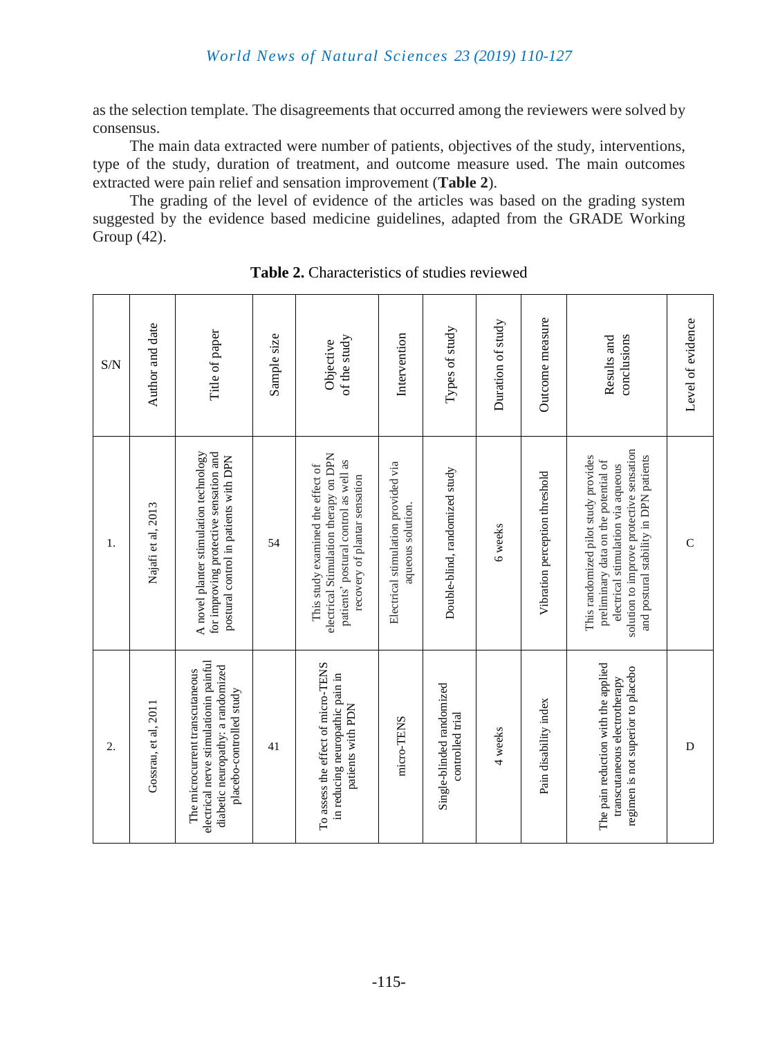as the selection template. The disagreements that occurred among the reviewers were solved by consensus.

The main data extracted were number of patients, objectives of the study, interventions, type of the study, duration of treatment, and outcome measure used. The main outcomes extracted were pain relief and sensation improvement (**Table 2**).

The grading of the level of evidence of the articles was based on the grading system suggested by the evidence based medicine guidelines, adapted from the GRADE Working Group (42).

**Table 2.** Characteristics of studies reviewed

| S/N | Author and date | Title of paper | Sample size | Objective of the study | Intervention | Types of study | Duration of study | Outcome measure | Results and conclusions | Level of evidence |
|---|---|---|---|---|---|---|---|---|---|---|
| 1. | Najafi et al, 2013 | A novel planter stimulation technology for improving protective sensation and postural control in patients with DPN | 54 | This study examined the effect of electrical Stimulation therapy on DPN patients' postural control as well as recovery of plantar sensation | Electrical stimulation provided via aqueous solution. | Double-blind, randomized study | 6 weeks | Vibration perception threshold | This randomized pilot study provides preliminary data on the potential of electrical stimulation via aqueous solution to improve protective sensation and postural stability in DPN patients | C |
| 2. | Gossrau, et al, 2011 | The microcurrent transcutaneous electrical nerve stimulationin painful diabetic neuropathy: a randomized placebo-controlled study | 41 | To assess the effect of micro-TENS in reducing neuropathic pain in patients with PDN | micro-TENS | Single-blinded randomized controlled trial | 4 weeks | Pain disability index | The pain reduction with the applied transcutaneous electrotherapy regimen is not superior to placebo | D |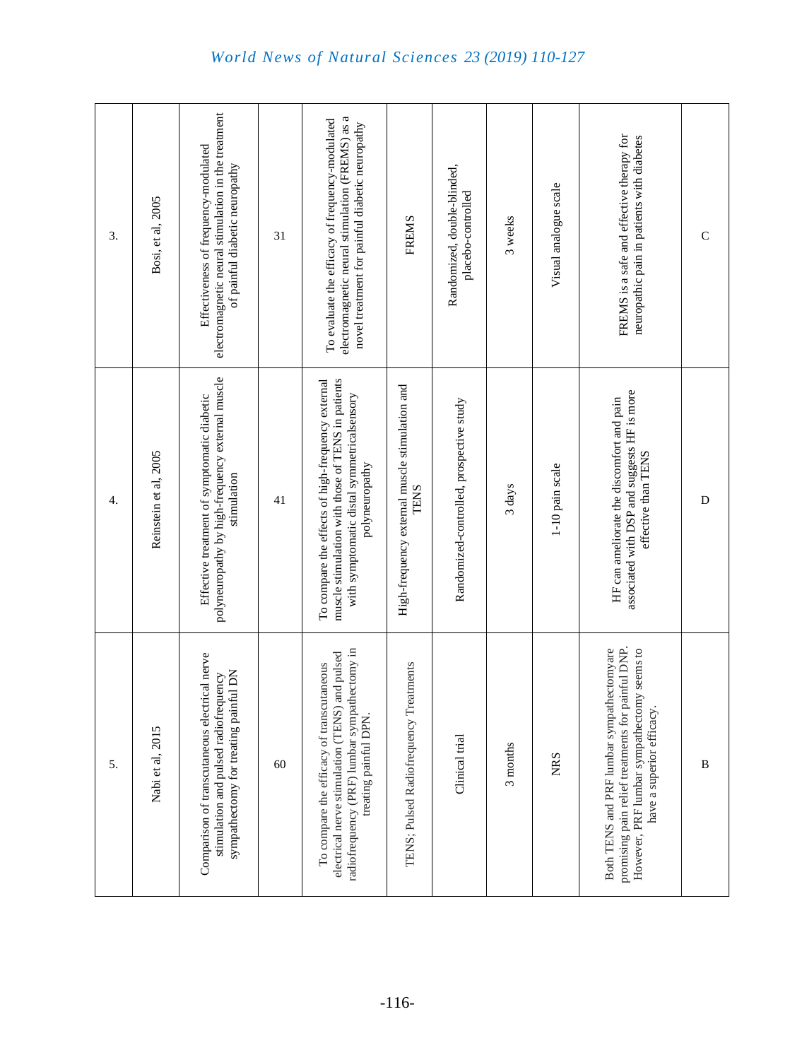| 3. | Bosi, et al, 2005 | Effectiveness of frequency-modulated electromagnetic neural stimulation in the treatment of painful diabetic neuropathy | 31 | To evaluate the efficacy of frequency-modulated electromagnetic neural stimulation (FREMS) as a novel treatment for painful diabetic neuropathy | FREMS | Randomized, double-blinded, placebo-controlled | 3 weeks | Visual analogue scale | FREMS is a safe and effective therapy for neuropathic pain in patients with diabetes | C |
|---|---|---|---|---|---|---|---|---|---|---|
| 4. | Reinstein et al, 2005 | Effective treatment of symptomatic diabetic polyneuropathy by high-frequency external muscle stimulation | 41 | To compare the effects of high-frequency external muscle stimulation with those of TENS in patients with symptomatic distal symmetricalsensory polyneuropathy | High-frequency external muscle stimulation and TENS | Randomized-controlled, prospective study | 3 days | 1-10 pain scale | HF can ameliorate the discomfort and pain associated with DSP and suggests HF is more effective than TENS | D |
| 5. | Nabi et al, 2015 | Comparison of transcutaneous electrical nerve stimulation and pulsed radiofrequency sympathectomy for treating painful DN | 60 | To compare the efficacy of transcutaneous electrical nerve stimulation (TENS) and pulsed radiofrequency (PRF) lumbar sympathectomy in treating painful DPN. | TENS; Pulsed Radiofrequency Treatments | Clinical trial | 3 months | NRS | Both TENS and PRF lumbar sympathectomyare promising pain relief treatments for painful DNP. However, PRF lumbar sympathectomy seems to have a superior efficacy. | B |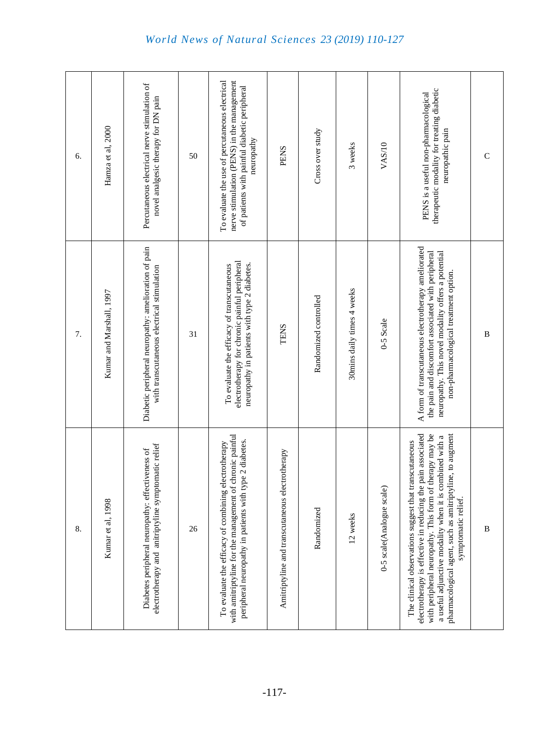| 6. | Hamza et al, 2000 | Percutaneous electrical nerve stimulation of novel analgesic therapy for DN pain | 50 | To evaluate the use of percutaneous electrical nerve stimulation (PENS) in the management of patients with painful diabetic peripheral neuropathy | PENS | Cross over study | 3 weeks | VAS/10 | PENS is a useful non-pharmacological therapeutic modality for treating diabetic neuropathic pain | C |
|---|---|---|---|---|---|---|---|---|---|---|
| 7. | Kumar and Marshall, 1997 | Diabetic peripheral neuropathy: amelioration of pain with transcutaneous electrical stimulation | 31 | To evaluate the efficacy of transcutaneous electrotherapy for chronic painful peripheral neuropathy in patients with type 2 diabetes. | TENS | Randomized controlled | 30mins daily times 4 weeks | 0-5 Scale | A form of transcutaneous electrotherapy ameliorated the pain and discomfort associated with peripheral neuropathy. This novel modality offers a potential non-pharmacological treatment option. | B |
| 8. | Kumar et al, 1998 | Diabetes peripheral neuropathy: effectiveness of electrotherapy and amitriptyline symptomatic relief | 26 | To evaluate the efficacy of combining electrotherapy with amitriptyline for the management of chronic painful peripheral neuropathy in patients with type 2 diabetes. | Amitriptyline and transcutaneous electrotherapy | Randomized | 12 weeks | 0-5 scale(Analogue scale) | The clinical observations suggest that transcutaneous electrotherapy is effective in reducing the pain associated with peripheral neuropathy. This form of therapy may be a useful adjunctive modality when it is combined with a pharmacological agent, such as amitriptyline, to augment symptomatic relief. | B |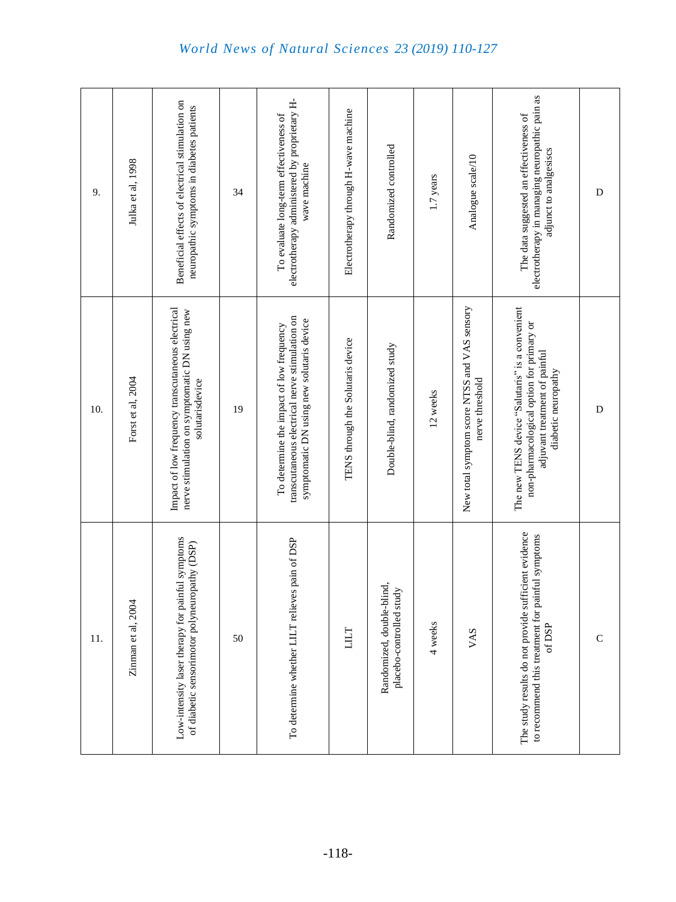| 9. | Julka et al, 1998 | Beneficial effects of electrical stimulation on neuropathic symptoms in diabetes patients | 34 | To evaluate long-term effectiveness of electrotherapy administered by proprietary H-wave machine | Electrotherapy through H-wave machine | Randomized controlled | 1.7 years | Analogue scale/10 | The data suggested an effectiveness of electrotherapy in managing neuropathic pain as adjunct to analgesiscs | D |
|---|---|---|---|---|---|---|---|---|---|---|
| 10. | Forst et al, 2004 | Impact of low frequency transcutaneous electrical nerve stimulation on symptomatic DN using new solutarisdevice | 19 | To determine the impact of low frequency transcutaneous electrical nerve stimulation on symptomatic DN using new solutaris device | TENS through the Solutaris device | Double-blind, randomized study | 12 weeks | New total symptom score NTSS and VAS sensory nerve threshold | The new TENS device "Salutaris" is a convenient non-pharmacological option for primary or adjuvant treatment of painful diabetic neuropathy | D |
| 11. | Zinman et al, 2004 | Low-intensity laser therapy for painful symptoms of diabetic sensorimotor polyneuropathy (DSP) | 50 | To determine whether LILT relieves pain of DSP | LILT | Randomized, double-blind, placebo-controlled study | 4 weeks | VAS | The study results do not provide sufficient evidence to recommend this treatment for painful symptoms of DSP | C |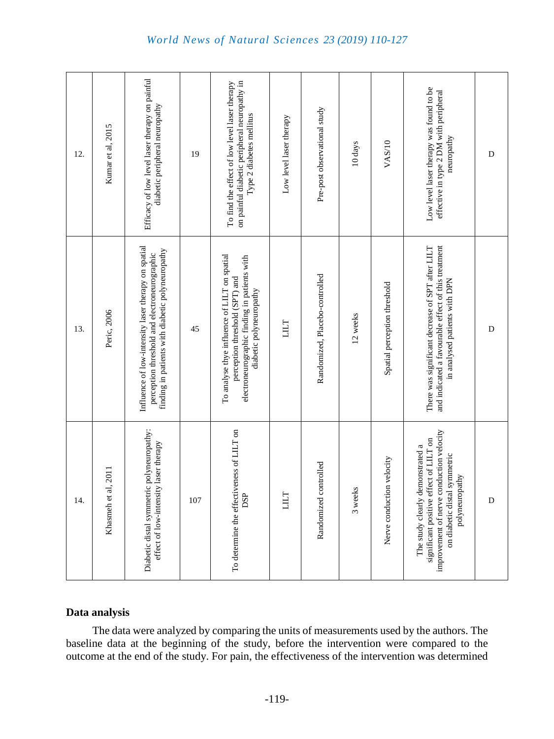| 12. | Kumar et al, 2015 | Efficacy of low level laser therapy on painful diabetic peripheral neuropathy | 19 | To find the effect of low level laser therapy on painful diabetic peripheral neuropathy in Type 2 diabetes mellitus | Low level laser therapy | Pre-post observational study | 10 days | VAS/10 | Low level laser therapy was found to be effective in type 2 DM with peripheral neuropathy | D |
|---|---|---|---|---|---|---|---|---|---|---|
| 13. | Peric, 2006 | Influence of low-intensity laser therapy on spatial perception threshold and electroneurographic finding in patients with diabetic polyneuropathy | 45 | To analyse thye influence of LILT on spatial perception threshold (SPT) and electroneurographic finding in patients with diabetic polyneuropathy | LILT | Randomized, Placebo-controlled | 12 weeks | Spatial perception threshold | There was significant decrease of SPT after LILT and indicated a favourable effect of this treatment in analysed patients with DPN | D |
| 14. | Khasmeh et al, 2011 | Diabetic distal symmetric polyneuropathy: effect of low-intensity laser therapy | 107 | To determine the effectiveness of LILT on DSP | LILT | Randomized controlled | 3 weeks | Nerve conduction velocity | The study clearly demonstrated a significant positive effect of LILT on improvement of nerve conduction velocity on diabetic distal symmetric polyneuropathy | D |

## Data analysis

The data were analyzed by comparing the units of measurements used by the authors. The baseline data at the beginning of the study, before the intervention were compared to the outcome at the end of the study. For pain, the effectiveness of the intervention was determined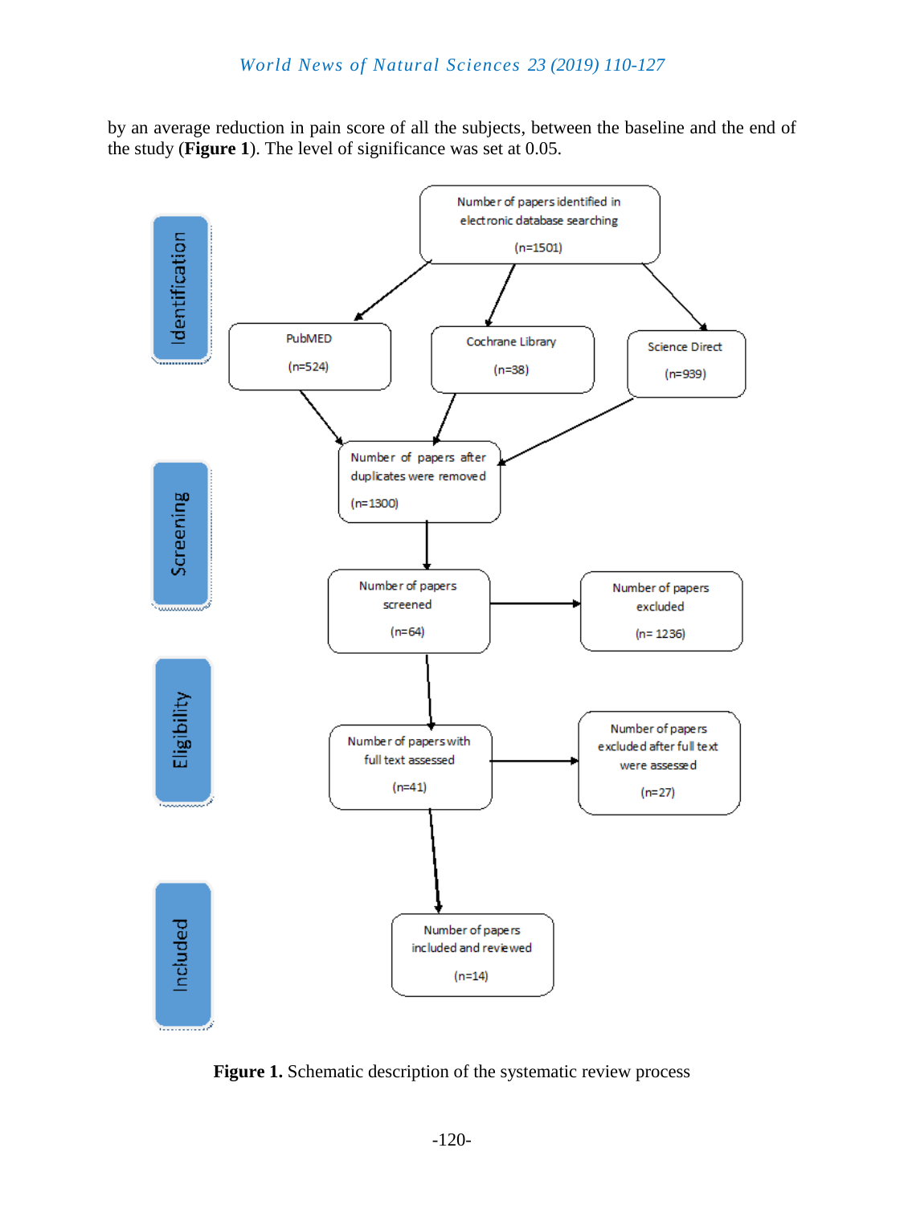by an average reduction in pain score of all the subjects, between the baseline and the end of the study (**Figure 1**). The level of significance was set at 0.05.

**Identification**

Number of papers identified in electronic database searching (n=1501)

- PubMED (n=524)
- Cochrane Library (n=38)
- Science Direct (n=939)

**Screening**

Number of papers after duplicates were removed (n=1300)

Number of papers screened (n=64) → Number of papers excluded (n= 1236)

**Eligibility**

Number of papers with full text assessed (n=41) → Number of papers excluded after full text were assessed (n=27)

**Included**

Number of papers included and reviewed (n=14)

**Figure 1.** Schematic description of the systematic review process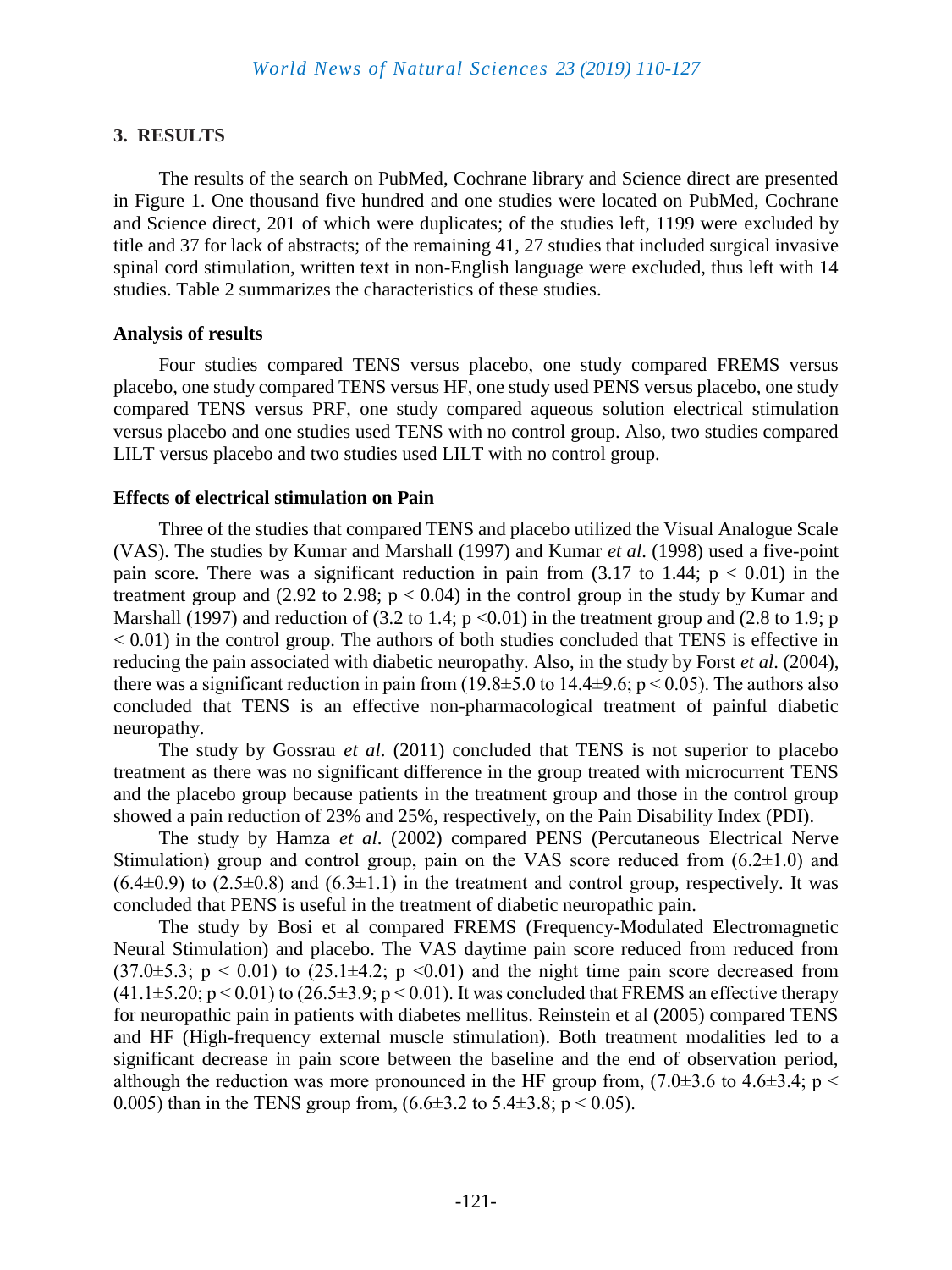## 3. RESULTS

The results of the search on PubMed, Cochrane library and Science direct are presented in Figure 1. One thousand five hundred and one studies were located on PubMed, Cochrane and Science direct, 201 of which were duplicates; of the studies left, 1199 were excluded by title and 37 for lack of abstracts; of the remaining 41, 27 studies that included surgical invasive spinal cord stimulation, written text in non-English language were excluded, thus left with 14 studies. Table 2 summarizes the characteristics of these studies.

### Analysis of results

Four studies compared TENS versus placebo, one study compared FREMS versus placebo, one study compared TENS versus HF, one study used PENS versus placebo, one study compared TENS versus PRF, one study compared aqueous solution electrical stimulation versus placebo and one studies used TENS with no control group. Also, two studies compared LILT versus placebo and two studies used LILT with no control group.

### Effects of electrical stimulation on Pain

Three of the studies that compared TENS and placebo utilized the Visual Analogue Scale (VAS). The studies by Kumar and Marshall (1997) and Kumar *et al*. (1998) used a five-point pain score. There was a significant reduction in pain from (3.17 to 1.44; $p < 0.01$) in the treatment group and (2.92 to 2.98; $p < 0.04$) in the control group in the study by Kumar and Marshall (1997) and reduction of (3.2 to 1.4; $p < 0.01$) in the treatment group and (2.8 to 1.9; $p < 0.01$) in the control group. The authors of both studies concluded that TENS is effective in reducing the pain associated with diabetic neuropathy. Also, in the study by Forst *et al*. (2004), there was a significant reduction in pain from ($19.8 \pm 5.0$ to $14.4 \pm 9.6$; $p < 0.05$). The authors also concluded that TENS is an effective non-pharmacological treatment of painful diabetic neuropathy.

The study by Gossrau *et al*. (2011) concluded that TENS is not superior to placebo treatment as there was no significant difference in the group treated with microcurrent TENS and the placebo group because patients in the treatment group and those in the control group showed a pain reduction of 23% and 25%, respectively, on the Pain Disability Index (PDI).

The study by Hamza *et al*. (2002) compared PENS (Percutaneous Electrical Nerve Stimulation) group and control group, pain on the VAS score reduced from ($6.2 \pm 1.0$) and ($6.4 \pm 0.9$) to ($2.5 \pm 0.8$) and ($6.3 \pm 1.1$) in the treatment and control group, respectively. It was concluded that PENS is useful in the treatment of diabetic neuropathic pain.

The study by Bosi et al compared FREMS (Frequency-Modulated Electromagnetic Neural Stimulation) and placebo. The VAS daytime pain score reduced from reduced from ($37.0 \pm 5.3$; $p < 0.01$) to ($25.1 \pm 4.2$; $p < 0.01$) and the night time pain score decreased from ($41.1 \pm 5.20$; $p < 0.01$) to ($26.5 \pm 3.9$; $p < 0.01$). It was concluded that FREMS an effective therapy for neuropathic pain in patients with diabetes mellitus. Reinstein et al (2005) compared TENS and HF (High-frequency external muscle stimulation). Both treatment modalities led to a significant decrease in pain score between the baseline and the end of observation period, although the reduction was more pronounced in the HF group from, ($7.0 \pm 3.6$ to $4.6 \pm 3.4$; $p < 0.005$) than in the TENS group from, ($6.6 \pm 3.2$ to $5.4 \pm 3.8$; $p < 0.05$).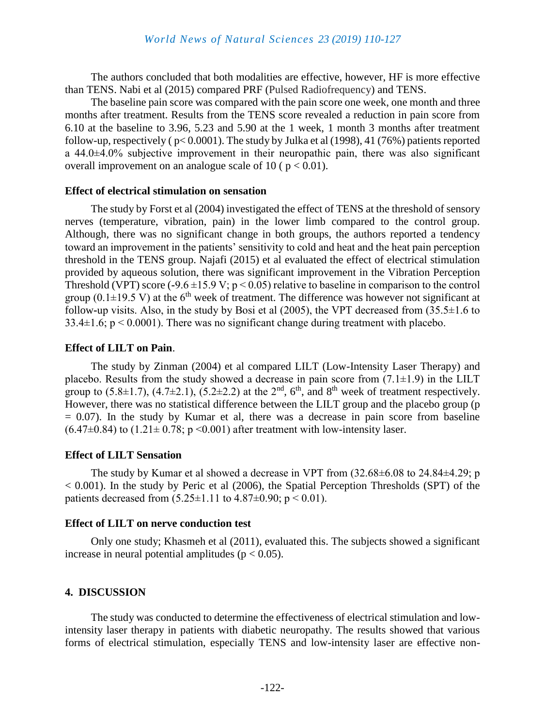The authors concluded that both modalities are effective, however, HF is more effective than TENS. Nabi et al (2015) compared PRF (Pulsed Radiofrequency) and TENS.

The baseline pain score was compared with the pain score one week, one month and three months after treatment. Results from the TENS score revealed a reduction in pain score from 6.10 at the baseline to 3.96, 5.23 and 5.90 at the 1 week, 1 month 3 months after treatment follow-up, respectively ( $p < 0.0001$). The study by Julka et al (1998), 41 (76%) patients reported a 44.0±4.0% subjective improvement in their neuropathic pain, there was also significant overall improvement on an analogue scale of 10 ( $p < 0.01$).

### Effect of electrical stimulation on sensation

The study by Forst et al (2004) investigated the effect of TENS at the threshold of sensory nerves (temperature, vibration, pain) in the lower limb compared to the control group. Although, there was no significant change in both groups, the authors reported a tendency toward an improvement in the patients' sensitivity to cold and heat and the heat pain perception threshold in the TENS group. Najafi (2015) et al evaluated the effect of electrical stimulation provided by aqueous solution, there was significant improvement in the Vibration Perception Threshold (VPT) score (-9.6 ±15.9 V; $p < 0.05$) relative to baseline in comparison to the control group (0.1±19.5 V) at the 6th week of treatment. The difference was however not significant at follow-up visits. Also, in the study by Bosi et al (2005), the VPT decreased from (35.5±1.6 to 33.4±1.6; $p < 0.0001$). There was no significant change during treatment with placebo.

### Effect of LILT on Pain.

The study by Zinman (2004) et al compared LILT (Low-Intensity Laser Therapy) and placebo. Results from the study showed a decrease in pain score from (7.1±1.9) in the LILT group to (5.8±1.7), (4.7±2.1), (5.2±2.2) at the 2nd, 6th, and 8th week of treatment respectively. However, there was no statistical difference between the LILT group and the placebo group ($p = 0.07$). In the study by Kumar et al, there was a decrease in pain score from baseline (6.47±0.84) to (1.21± 0.78; $p < 0.001$) after treatment with low-intensity laser.

### Effect of LILT Sensation

The study by Kumar et al showed a decrease in VPT from (32.68±6.08 to 24.84±4.29; $p < 0.001$). In the study by Peric et al (2006), the Spatial Perception Thresholds (SPT) of the patients decreased from (5.25±1.11 to 4.87±0.90; $p < 0.01$).

### Effect of LILT on nerve conduction test

Only one study; Khasmeh et al (2011), evaluated this. The subjects showed a significant increase in neural potential amplitudes ($p < 0.05$).

## 4. DISCUSSION

The study was conducted to determine the effectiveness of electrical stimulation and low-intensity laser therapy in patients with diabetic neuropathy. The results showed that various forms of electrical stimulation, especially TENS and low-intensity laser are effective non-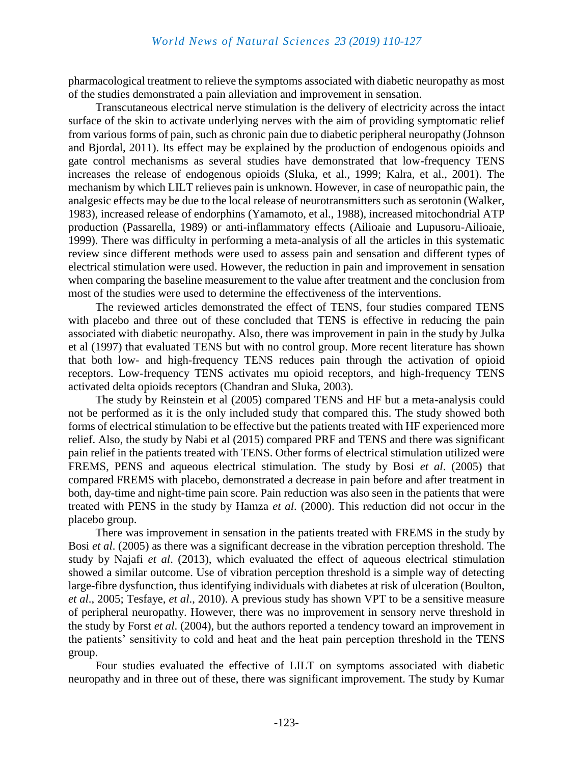pharmacological treatment to relieve the symptoms associated with diabetic neuropathy as most of the studies demonstrated a pain alleviation and improvement in sensation.

Transcutaneous electrical nerve stimulation is the delivery of electricity across the intact surface of the skin to activate underlying nerves with the aim of providing symptomatic relief from various forms of pain, such as chronic pain due to diabetic peripheral neuropathy (Johnson and Bjordal, 2011). Its effect may be explained by the production of endogenous opioids and gate control mechanisms as several studies have demonstrated that low-frequency TENS increases the release of endogenous opioids (Sluka, et al., 1999; Kalra, et al., 2001). The mechanism by which LILT relieves pain is unknown. However, in case of neuropathic pain, the analgesic effects may be due to the local release of neurotransmitters such as serotonin (Walker, 1983), increased release of endorphins (Yamamoto, et al., 1988), increased mitochondrial ATP production (Passarella, 1989) or anti-inflammatory effects (Ailioaie and Lupusoru-Ailioaie, 1999). There was difficulty in performing a meta-analysis of all the articles in this systematic review since different methods were used to assess pain and sensation and different types of electrical stimulation were used. However, the reduction in pain and improvement in sensation when comparing the baseline measurement to the value after treatment and the conclusion from most of the studies were used to determine the effectiveness of the interventions.

The reviewed articles demonstrated the effect of TENS, four studies compared TENS with placebo and three out of these concluded that TENS is effective in reducing the pain associated with diabetic neuropathy. Also, there was improvement in pain in the study by Julka et al (1997) that evaluated TENS but with no control group. More recent literature has shown that both low- and high-frequency TENS reduces pain through the activation of opioid receptors. Low-frequency TENS activates mu opioid receptors, and high-frequency TENS activated delta opioids receptors (Chandran and Sluka, 2003).

The study by Reinstein et al (2005) compared TENS and HF but a meta-analysis could not be performed as it is the only included study that compared this. The study showed both forms of electrical stimulation to be effective but the patients treated with HF experienced more relief. Also, the study by Nabi et al (2015) compared PRF and TENS and there was significant pain relief in the patients treated with TENS. Other forms of electrical stimulation utilized were FREMS, PENS and aqueous electrical stimulation. The study by Bosi *et al*. (2005) that compared FREMS with placebo, demonstrated a decrease in pain before and after treatment in both, day-time and night-time pain score. Pain reduction was also seen in the patients that were treated with PENS in the study by Hamza *et al*. (2000). This reduction did not occur in the placebo group.

There was improvement in sensation in the patients treated with FREMS in the study by Bosi *et al*. (2005) as there was a significant decrease in the vibration perception threshold. The study by Najafi *et al*. (2013), which evaluated the effect of aqueous electrical stimulation showed a similar outcome. Use of vibration perception threshold is a simple way of detecting large-fibre dysfunction, thus identifying individuals with diabetes at risk of ulceration (Boulton, *et al*., 2005; Tesfaye, *et al*., 2010). A previous study has shown VPT to be a sensitive measure of peripheral neuropathy. However, there was no improvement in sensory nerve threshold in the study by Forst *et al*. (2004), but the authors reported a tendency toward an improvement in the patients' sensitivity to cold and heat and the heat pain perception threshold in the TENS group.

Four studies evaluated the effective of LILT on symptoms associated with diabetic neuropathy and in three out of these, there was significant improvement. The study by Kumar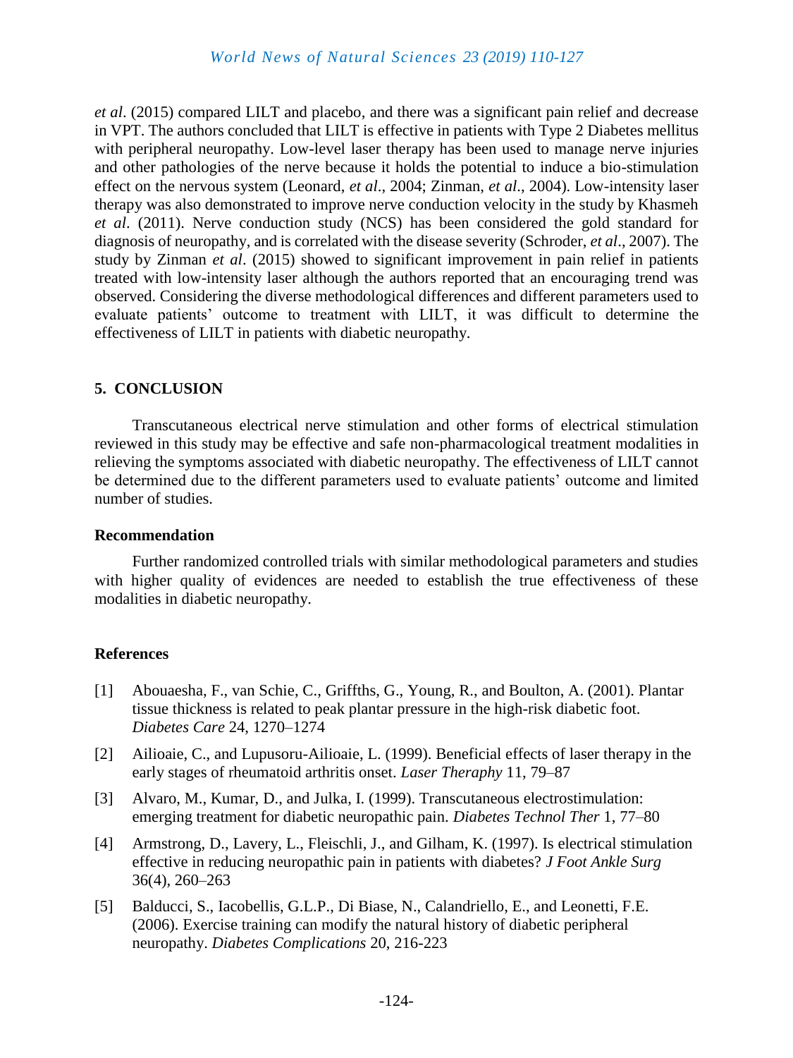*et al*. (2015) compared LILT and placebo, and there was a significant pain relief and decrease in VPT. The authors concluded that LILT is effective in patients with Type 2 Diabetes mellitus with peripheral neuropathy. Low-level laser therapy has been used to manage nerve injuries and other pathologies of the nerve because it holds the potential to induce a bio-stimulation effect on the nervous system (Leonard, *et al*., 2004; Zinman, *et al*., 2004). Low-intensity laser therapy was also demonstrated to improve nerve conduction velocity in the study by Khasmeh *et al*. (2011). Nerve conduction study (NCS) has been considered the gold standard for diagnosis of neuropathy, and is correlated with the disease severity (Schroder, *et al*., 2007). The study by Zinman *et al*. (2015) showed to significant improvement in pain relief in patients treated with low-intensity laser although the authors reported that an encouraging trend was observed. Considering the diverse methodological differences and different parameters used to evaluate patients' outcome to treatment with LILT, it was difficult to determine the effectiveness of LILT in patients with diabetic neuropathy.

## 5. CONCLUSION

Transcutaneous electrical nerve stimulation and other forms of electrical stimulation reviewed in this study may be effective and safe non-pharmacological treatment modalities in relieving the symptoms associated with diabetic neuropathy. The effectiveness of LILT cannot be determined due to the different parameters used to evaluate patients' outcome and limited number of studies.

### Recommendation

Further randomized controlled trials with similar methodological parameters and studies with higher quality of evidences are needed to establish the true effectiveness of these modalities in diabetic neuropathy.

### References

[1] Abouaesha, F., van Schie, C., Griffths, G., Young, R., and Boulton, A. (2001). Plantar tissue thickness is related to peak plantar pressure in the high-risk diabetic foot. *Diabetes Care* 24, 1270–1274

[2] Ailioaie, C., and Lupusoru-Ailioaie, L. (1999). Beneficial effects of laser therapy in the early stages of rheumatoid arthritis onset. *Laser Theraphy* 11, 79–87

[3] Alvaro, M., Kumar, D., and Julka, I. (1999). Transcutaneous electrostimulation: emerging treatment for diabetic neuropathic pain. *Diabetes Technol Ther* 1, 77–80

[4] Armstrong, D., Lavery, L., Fleischli, J., and Gilham, K. (1997). Is electrical stimulation effective in reducing neuropathic pain in patients with diabetes? *J Foot Ankle Surg* 36(4), 260–263

[5] Balducci, S., Iacobellis, G.L.P., Di Biase, N., Calandriello, E., and Leonetti, F.E. (2006). Exercise training can modify the natural history of diabetic peripheral neuropathy. *Diabetes Complications* 20, 216-223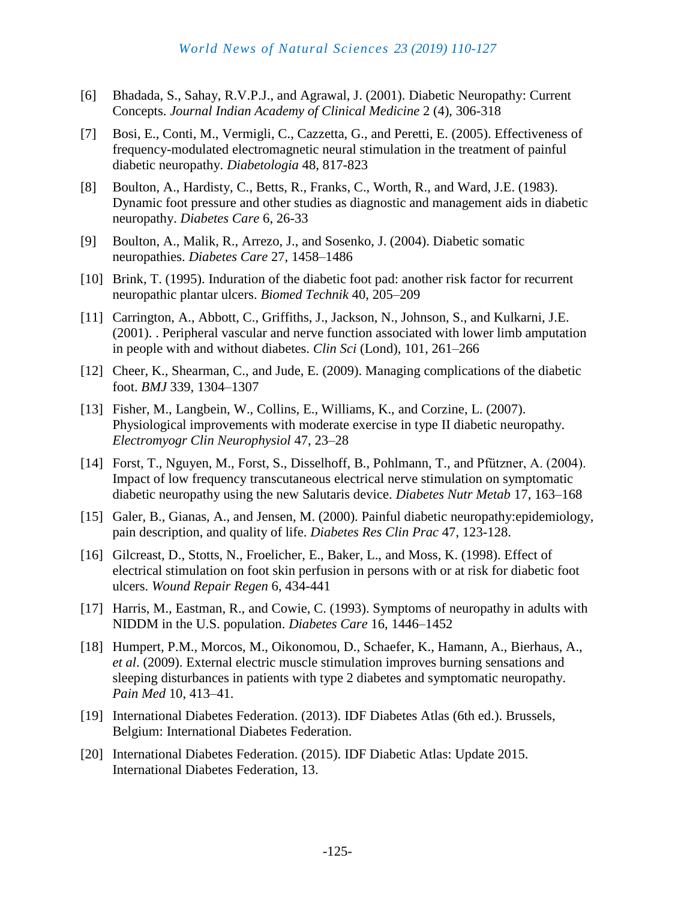[6] Bhadada, S., Sahay, R.V.P.J., and Agrawal, J. (2001). Diabetic Neuropathy: Current Concepts. *Journal Indian Academy of Clinical Medicine* 2 (4), 306-318

[7] Bosi, E., Conti, M., Vermigli, C., Cazzetta, G., and Peretti, E. (2005). Effectiveness of frequency-modulated electromagnetic neural stimulation in the treatment of painful diabetic neuropathy. *Diabetologia* 48, 817-823

[8] Boulton, A., Hardisty, C., Betts, R., Franks, C., Worth, R., and Ward, J.E. (1983). Dynamic foot pressure and other studies as diagnostic and management aids in diabetic neuropathy. *Diabetes Care* 6, 26-33

[9] Boulton, A., Malik, R., Arrezo, J., and Sosenko, J. (2004). Diabetic somatic neuropathies. *Diabetes Care* 27, 1458–1486

[10] Brink, T. (1995). Induration of the diabetic foot pad: another risk factor for recurrent neuropathic plantar ulcers. *Biomed Technik* 40, 205–209

[11] Carrington, A., Abbott, C., Griffiths, J., Jackson, N., Johnson, S., and Kulkarni, J.E. (2001). . Peripheral vascular and nerve function associated with lower limb amputation in people with and without diabetes. *Clin Sci* (Lond), 101, 261–266

[12] Cheer, K., Shearman, C., and Jude, E. (2009). Managing complications of the diabetic foot. *BMJ* 339, 1304–1307

[13] Fisher, M., Langbein, W., Collins, E., Williams, K., and Corzine, L. (2007). Physiological improvements with moderate exercise in type II diabetic neuropathy. *Electromyogr Clin Neurophysiol* 47, 23–28

[14] Forst, T., Nguyen, M., Forst, S., Disselhoff, B., Pohlmann, T., and Pfützner, A. (2004). Impact of low frequency transcutaneous electrical nerve stimulation on symptomatic diabetic neuropathy using the new Salutaris device. *Diabetes Nutr Metab* 17, 163–168

[15] Galer, B., Gianas, A., and Jensen, M. (2000). Painful diabetic neuropathy:epidemiology, pain description, and quality of life. *Diabetes Res Clin Prac* 47, 123-128.

[16] Gilcreast, D., Stotts, N., Froelicher, E., Baker, L., and Moss, K. (1998). Effect of electrical stimulation on foot skin perfusion in persons with or at risk for diabetic foot ulcers. *Wound Repair Regen* 6, 434-441

[17] Harris, M., Eastman, R., and Cowie, C. (1993). Symptoms of neuropathy in adults with NIDDM in the U.S. population. *Diabetes Care* 16, 1446–1452

[18] Humpert, P.M., Morcos, M., Oikonomou, D., Schaefer, K., Hamann, A., Bierhaus, A., *et al*. (2009). External electric muscle stimulation improves burning sensations and sleeping disturbances in patients with type 2 diabetes and symptomatic neuropathy. *Pain Med* 10, 413–41.

[19] International Diabetes Federation. (2013). IDF Diabetes Atlas (6th ed.). Brussels, Belgium: International Diabetes Federation.

[20] International Diabetes Federation. (2015). IDF Diabetic Atlas: Update 2015. International Diabetes Federation, 13.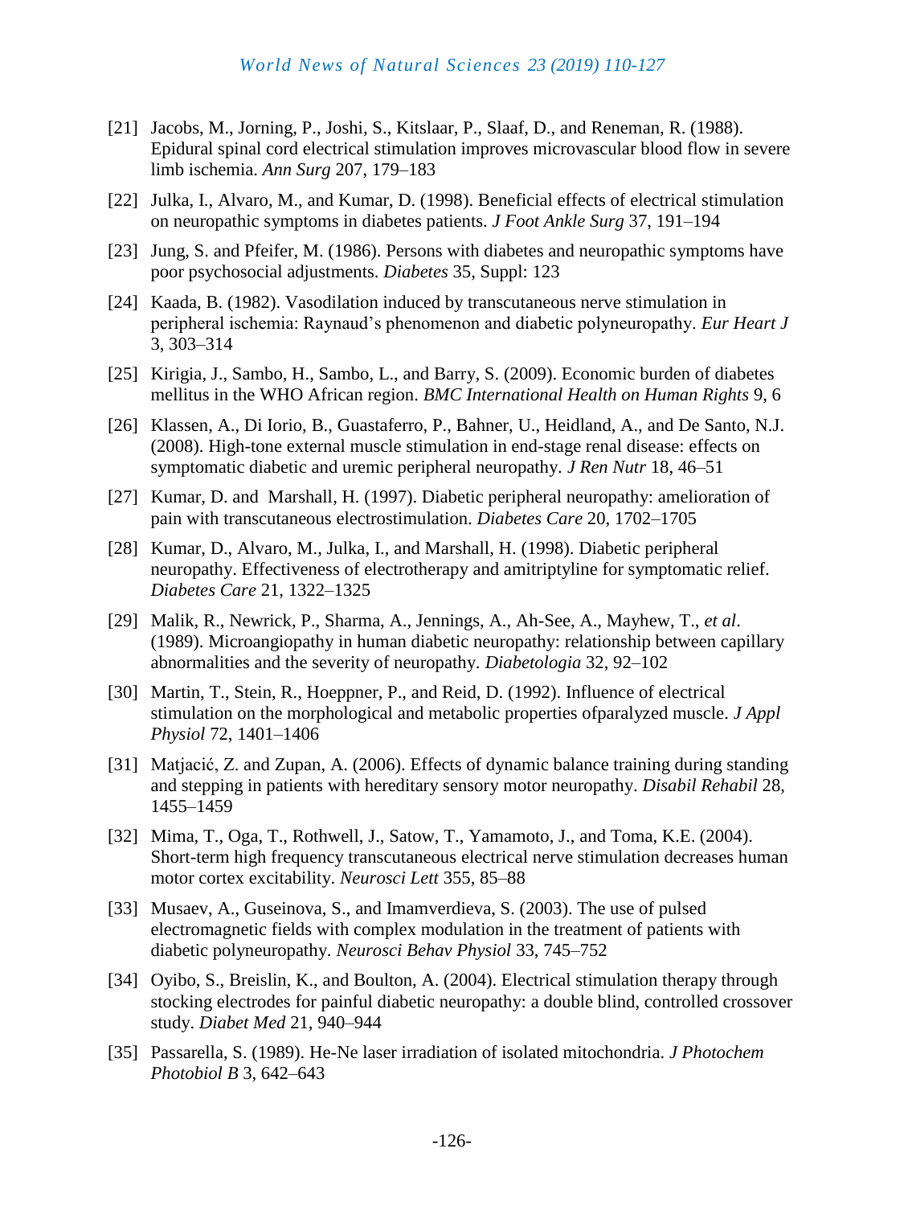[21] Jacobs, M., Jorning, P., Joshi, S., Kitslaar, P., Slaaf, D., and Reneman, R. (1988). Epidural spinal cord electrical stimulation improves microvascular blood flow in severe limb ischemia. *Ann Surg* 207, 179–183

[22] Julka, I., Alvaro, M., and Kumar, D. (1998). Beneficial effects of electrical stimulation on neuropathic symptoms in diabetes patients. *J Foot Ankle Surg* 37, 191–194

[23] Jung, S. and Pfeifer, M. (1986). Persons with diabetes and neuropathic symptoms have poor psychosocial adjustments. *Diabetes* 35, Suppl: 123

[24] Kaada, B. (1982). Vasodilation induced by transcutaneous nerve stimulation in peripheral ischemia: Raynaud's phenomenon and diabetic polyneuropathy. *Eur Heart J* 3, 303–314

[25] Kirigia, J., Sambo, H., Sambo, L., and Barry, S. (2009). Economic burden of diabetes mellitus in the WHO African region. *BMC International Health on Human Rights* 9, 6

[26] Klassen, A., Di Iorio, B., Guastaferro, P., Bahner, U., Heidland, A., and De Santo, N.J. (2008). High-tone external muscle stimulation in end-stage renal disease: effects on symptomatic diabetic and uremic peripheral neuropathy. *J Ren Nutr* 18, 46–51

[27] Kumar, D. and Marshall, H. (1997). Diabetic peripheral neuropathy: amelioration of pain with transcutaneous electrostimulation. *Diabetes Care* 20, 1702–1705

[28] Kumar, D., Alvaro, M., Julka, I., and Marshall, H. (1998). Diabetic peripheral neuropathy. Effectiveness of electrotherapy and amitriptyline for symptomatic relief. *Diabetes Care* 21, 1322–1325

[29] Malik, R., Newrick, P., Sharma, A., Jennings, A., Ah-See, A., Mayhew, T., *et al*. (1989). Microangiopathy in human diabetic neuropathy: relationship between capillary abnormalities and the severity of neuropathy. *Diabetologia* 32, 92–102

[30] Martin, T., Stein, R., Hoeppner, P., and Reid, D. (1992). Influence of electrical stimulation on the morphological and metabolic properties ofparalyzed muscle. *J Appl Physiol* 72, 1401–1406

[31] Matjacić, Z. and Zupan, A. (2006). Effects of dynamic balance training during standing and stepping in patients with hereditary sensory motor neuropathy. *Disabil Rehabil* 28, 1455–1459

[32] Mima, T., Oga, T., Rothwell, J., Satow, T., Yamamoto, J., and Toma, K.E. (2004). Short-term high frequency transcutaneous electrical nerve stimulation decreases human motor cortex excitability. *Neurosci Lett* 355, 85–88

[33] Musaev, A., Guseinova, S., and Imamverdieva, S. (2003). The use of pulsed electromagnetic fields with complex modulation in the treatment of patients with diabetic polyneuropathy. *Neurosci Behav Physiol* 33, 745–752

[34] Oyibo, S., Breislin, K., and Boulton, A. (2004). Electrical stimulation therapy through stocking electrodes for painful diabetic neuropathy: a double blind, controlled crossover study. *Diabet Med* 21, 940–944

[35] Passarella, S. (1989). He-Ne laser irradiation of isolated mitochondria. *J Photochem Photobiol B* 3, 642–643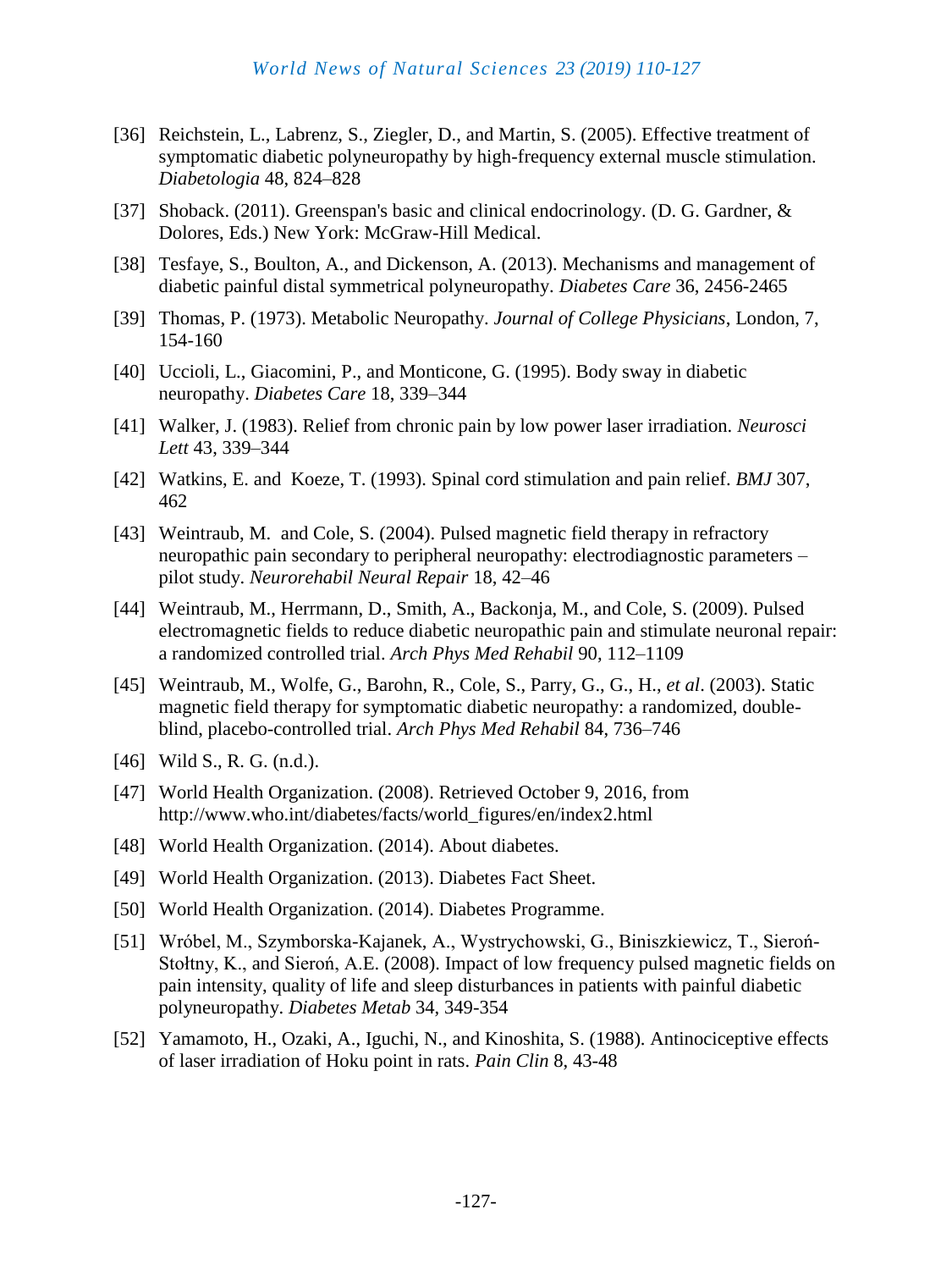[36] Reichstein, L., Labrenz, S., Ziegler, D., and Martin, S. (2005). Effective treatment of symptomatic diabetic polyneuropathy by high-frequency external muscle stimulation. *Diabetologia* 48, 824–828

[37] Shoback. (2011). Greenspan's basic and clinical endocrinology. (D. G. Gardner, & Dolores, Eds.) New York: McGraw-Hill Medical.

[38] Tesfaye, S., Boulton, A., and Dickenson, A. (2013). Mechanisms and management of diabetic painful distal symmetrical polyneuropathy. *Diabetes Care* 36, 2456-2465

[39] Thomas, P. (1973). Metabolic Neuropathy. *Journal of College Physicians*, London, 7, 154-160

[40] Uccioli, L., Giacomini, P., and Monticone, G. (1995). Body sway in diabetic neuropathy. *Diabetes Care* 18, 339–344

[41] Walker, J. (1983). Relief from chronic pain by low power laser irradiation. *Neurosci Lett* 43, 339–344

[42] Watkins, E. and Koeze, T. (1993). Spinal cord stimulation and pain relief. *BMJ* 307, 462

[43] Weintraub, M. and Cole, S. (2004). Pulsed magnetic field therapy in refractory neuropathic pain secondary to peripheral neuropathy: electrodiagnostic parameters – pilot study. *Neurorehabil Neural Repair* 18, 42–46

[44] Weintraub, M., Herrmann, D., Smith, A., Backonja, M., and Cole, S. (2009). Pulsed electromagnetic fields to reduce diabetic neuropathic pain and stimulate neuronal repair: a randomized controlled trial. *Arch Phys Med Rehabil* 90, 112–1109

[45] Weintraub, M., Wolfe, G., Barohn, R., Cole, S., Parry, G., G., H., *et al*. (2003). Static magnetic field therapy for symptomatic diabetic neuropathy: a randomized, double-blind, placebo-controlled trial. *Arch Phys Med Rehabil* 84, 736–746

[46] Wild S., R. G. (n.d.).

[47] World Health Organization. (2008). Retrieved October 9, 2016, from http://www.who.int/diabetes/facts/world_figures/en/index2.html

[48] World Health Organization. (2014). About diabetes.

[49] World Health Organization. (2013). Diabetes Fact Sheet.

[50] World Health Organization. (2014). Diabetes Programme.

[51] Wróbel, M., Szymborska-Kajanek, A., Wystrychowski, G., Biniszkiewicz, T., Sieroń-Stołtny, K., and Sieroń, A.E. (2008). Impact of low frequency pulsed magnetic fields on pain intensity, quality of life and sleep disturbances in patients with painful diabetic polyneuropathy. *Diabetes Metab* 34, 349-354

[52] Yamamoto, H., Ozaki, A., Iguchi, N., and Kinoshita, S. (1988). Antinociceptive effects of laser irradiation of Hoku point in rats. *Pain Clin* 8, 43-48